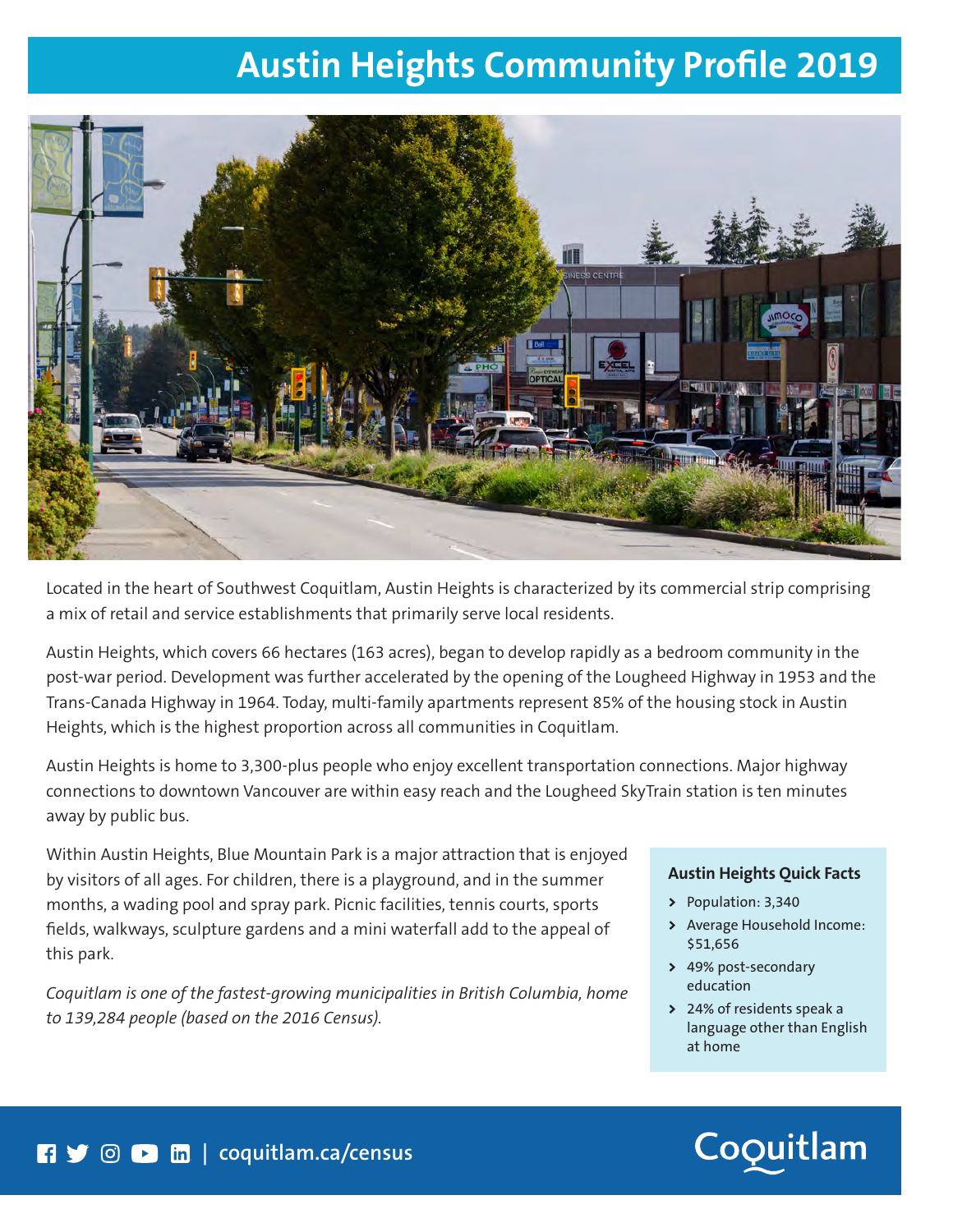# Austin Heights Community Profile 2019

Located in the heart of Southwest Coquitlam, Austin Heights is characterized by its commercial strip comprising a mix of retail and service establishments that primarily serve local residents.

Austin Heights, which covers 66 hectares (163 acres), began to develop rapidly as a bedroom community in the post-war period. Development was further accelerated by the opening of the Lougheed Highway in 1953 and the Trans-Canada Highway in 1964. Today, multi-family apartments represent 85% of the housing stock in Austin Heights, which is the highest proportion across all communities in Coquitlam.

Austin Heights is home to 3,300-plus people who enjoy excellent transportation connections. Major highway connections to downtown Vancouver are within easy reach and the Lougheed SkyTrain station is ten minutes away by public bus.

Within Austin Heights, Blue Mountain Park is a major attraction that is enjoyed by visitors of all ages. For children, there is a playground, and in the summer months, a wading pool and spray park. Picnic facilities, tennis courts, sports fields, walkways, sculpture gardens and a mini waterfall add to the appeal of this park.

*Coquitlam is one of the fastest-growing municipalities in British Columbia, home to 139,284 people (based on the 2016 Census).*

### Austin Heights Quick Facts

- Population: 3,340
- Average Household Income: $51,656
- 49% post-secondary education
- 24% of residents speak a language other than English at home

coquitlam.ca/census

Coquitlam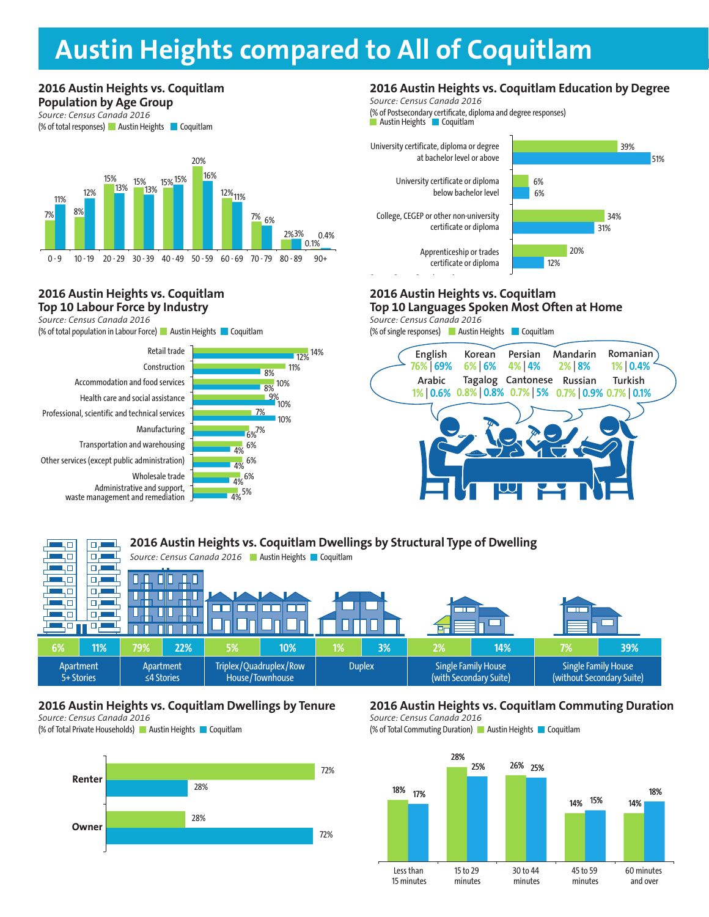# Austin Heights compared to All of Coquitlam

## 2016 Austin Heights vs. Coquitlam Population by Age Group

*Source: Census Canada 2016*

(% of total responses) Austin Heights / Coquitlam

| Age Group | Austin Heights | Coquitlam |
|---|---|---|
| 0 - 9 | 7% | 11% |
| 10 - 19 | 8% | 12% |
| 20 - 29 | 15% | 13% |
| 30 - 39 | 15% | 13% |
| 40 - 49 | 15% | 15% |
| 50 - 59 | 20% | 16% |
| 60 - 69 | 12% | 11% |
| 70 - 79 | 7% | 6% |
| 80 - 89 | 2% | 3% |
| 90+ | 0.1% | 0.4% |

## 2016 Austin Heights vs. Coquitlam Education by Degree

*Source: Census Canada 2016*

(% of Postsecondary certificate, diploma and degree responses) Austin Heights / Coquitlam

| Degree | Austin Heights | Coquitlam |
|---|---|---|
| University certificate, diploma or degree at bachelor level or above | 39% | 51% |
| University certificate or diploma below bachelor level | 6% | 6% |
| College, CEGEP or other non-university certificate or diploma | 34% | 31% |
| Apprenticeship or trades certificate or diploma | 20% | 12% |

## 2016 Austin Heights vs. Coquitlam Top 10 Labour Force by Industry

*Source: Census Canada 2016*

(% of total population in Labour Force) Austin Heights / Coquitlam

| Industry | Austin Heights | Coquitlam |
|---|---|---|
| Retail trade | 14% | 12% |
| Construction | 11% | 8% |
| Accommodation and food services | 10% | 8% |
| Health care and social assistance | 9% | 10% |
| Professional, scientific and technical services | 7% | 10% |
| Manufacturing | 7% | 6% |
| Transportation and warehousing | 6% | 4% |
| Other services (except public administration) | 6% | 4% |
| Wholesale trade | 6% | 4% |
| Administrative and support, waste management and remediation | 5% | 4% |

## 2016 Austin Heights vs. Coquitlam Top 10 Languages Spoken Most Often at Home

*Source: Census Canada 2016*

(% of single responses) Austin Heights / Coquitlam

| Language | Austin Heights | Coquitlam |
|---|---|---|
| English | 76% | 69% |
| Korean | 6% | 6% |
| Persian | 4% | 4% |
| Mandarin | 2% | 8% |
| Romanian | 1% | 0.4% |
| Arabic | 1% | 0.6% |
| Tagalog | 0.8% | 0.8% |
| Cantonese | 0.7% | 5% |
| Russian | 0.7% | 0.9% |
| Turkish | 0.7% | 0.1% |

## 2016 Austin Heights vs. Coquitlam Dwellings by Structural Type of Dwelling

*Source: Census Canada 2016* Austin Heights / Coquitlam

| Dwelling Type | Austin Heights | Coquitlam |
|---|---|---|
| Apartment 5+ Stories | 6% | 11% |
| Apartment ≤4 Stories | 79% | 22% |
| Triplex/Quadruplex/Row House/Townhouse | 5% | 10% |
| Duplex | 1% | 3% |
| Single Family House (with Secondary Suite) | 2% | 14% |
| Single Family House (without Secondary Suite) | 7% | 39% |

## 2016 Austin Heights vs. Coquitlam Dwellings by Tenure

*Source: Census Canada 2016*

(% of Total Private Households) Austin Heights / Coquitlam

| Tenure | Austin Heights | Coquitlam |
|---|---|---|
| Renter | 72% | 28% |
| Owner | 28% | 72% |

## 2016 Austin Heights vs. Coquitlam Commuting Duration

*Source: Census Canada 2016*

(% of Total Commuting Duration) Austin Heights / Coquitlam

| Duration | Austin Heights | Coquitlam |
|---|---|---|
| Less than 15 minutes | 18% | 17% |
| 15 to 29 minutes | 28% | 25% |
| 30 to 44 minutes | 26% | 25% |
| 45 to 59 minutes | 14% | 15% |
| 60 minutes and over | 14% | 18% |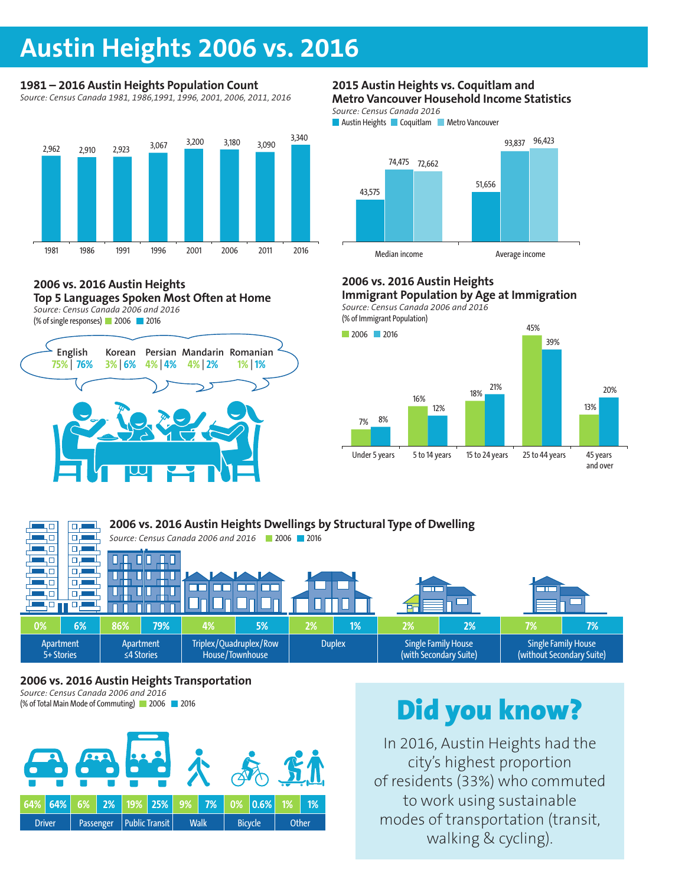# Austin Heights 2006 vs. 2016

### 1981 – 2016 Austin Heights Population Count

*Source: Census Canada 1981, 1986,1991, 1996, 2001, 2006, 2011, 2016*

| Year | Population |
|---|---|
| 1981 | 2,962 |
| 1986 | 2,910 |
| 1991 | 2,923 |
| 1996 | 3,067 |
| 2001 | 3,200 |
| 2006 | 3,180 |
| 2011 | 3,090 |
| 2016 | 3,340 |

### 2015 Austin Heights vs. Coquitlam and Metro Vancouver Household Income Statistics

*Source: Census Canada 2016*

| | Austin Heights | Coquitlam | Metro Vancouver |
|---|---|---|---|
| Median income | 43,575 | 74,475 | 72,662 |
| Average income | 51,656 | 93,837 | 96,423 |

### 2006 vs. 2016 Austin Heights Top 5 Languages Spoken Most Often at Home

*Source: Census Canada 2006 and 2016*

(% of single responses) 2006 | 2016

| Language | 2006 | 2016 |
|---|---|---|
| English | 75% | 76% |
| Korean | 3% | 6% |
| Persian | 4% | 4% |
| Mandarin | 4% | 2% |
| Romanian | 1% | 1% |

### 2006 vs. 2016 Austin Heights Immigrant Population by Age at Immigration

*Source: Census Canada 2006 and 2016*

(% of Immigrant Population)

| Age at Immigration | 2006 | 2016 |
|---|---|---|
| Under 5 years | 7% | 8% |
| 5 to 14 years | 16% | 12% |
| 15 to 24 years | 18% | 21% |
| 25 to 44 years | 45% | 39% |
| 45 years and over | 13% | 20% |

### 2006 vs. 2016 Austin Heights Dwellings by Structural Type of Dwelling

*Source: Census Canada 2006 and 2016*

| Type of Dwelling | 2006 | 2016 |
|---|---|---|
| Apartment 5+ Stories | 0% | 6% |
| Apartment ≤4 Stories | 86% | 79% |
| Triplex/Quadruplex/Row House/Townhouse | 4% | 5% |
| Duplex | 2% | 1% |
| Single Family House (with Secondary Suite) | 2% | 2% |
| Single Family House (without Secondary Suite) | 7% | 7% |

### 2006 vs. 2016 Austin Heights Transportation

*Source: Census Canada 2006 and 2016*

(% of Total Main Mode of Commuting)

| Mode | 2006 | 2016 |
|---|---|---|
| Driver | 64% | 64% |
| Passenger | 6% | 2% |
| Public Transit | 19% | 25% |
| Walk | 9% | 7% |
| Bicycle | 0% | 0.6% |
| Other | 1% | 1% |

## Did you know?

In 2016, Austin Heights had the city's highest proportion of residents (33%) who commuted to work using sustainable modes of transportation (transit, walking & cycling).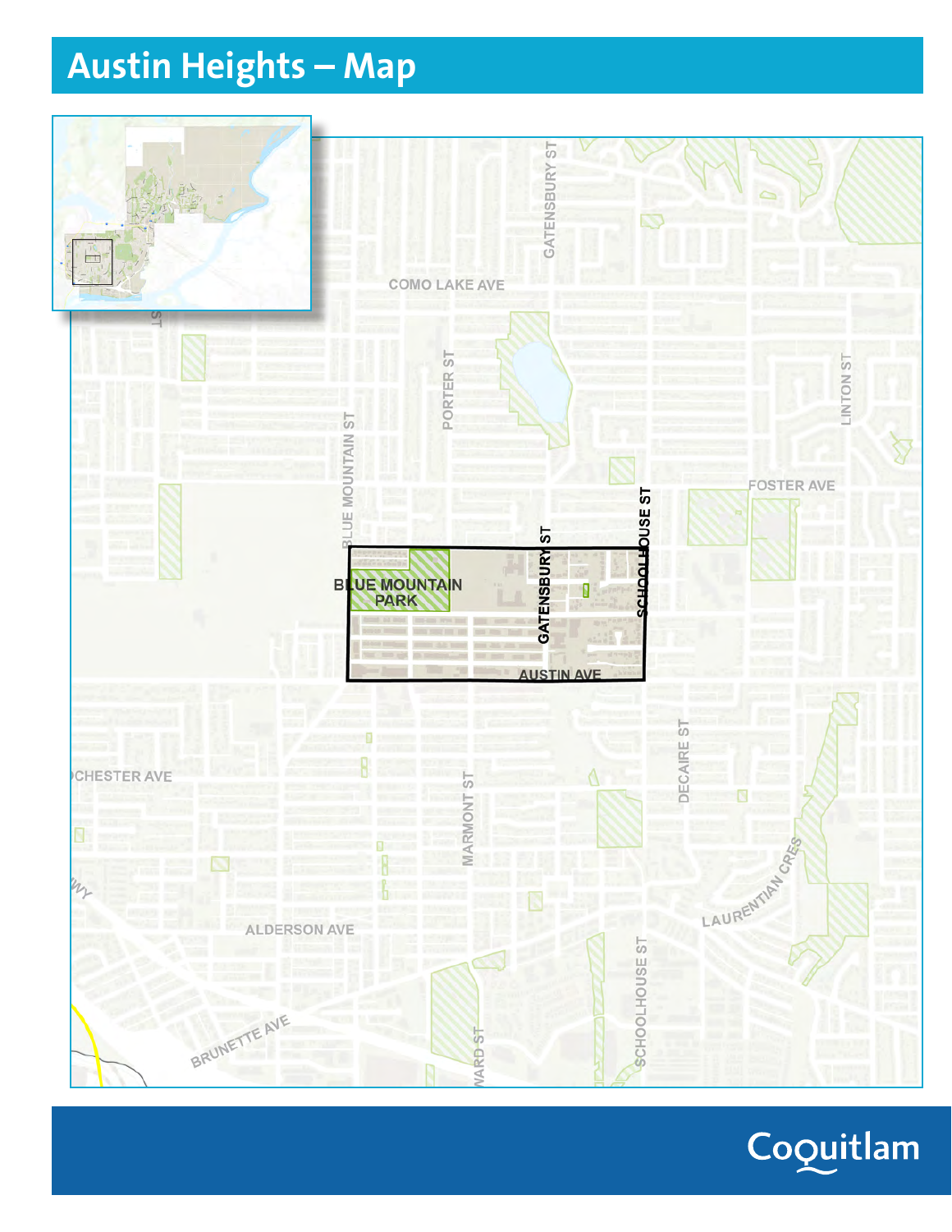# Austin Heights – Map

COMO LAKE AVE

GATENSBURY ST

PORTER ST

LINTON ST

BLUE MOUNTAIN ST

FOSTER AVE

SCHOOLHOUSE ST

GATENSBURY ST

BLUE MOUNTAIN PARK

AUSTIN AVE

CHESTER AVE

DECAIRE ST

MARMONT ST

LAURENTIAN CRES

ALDERSON AVE

SCHOOLHOUSE ST

BRUNETTE AVE

WARD ST

Coquitlam